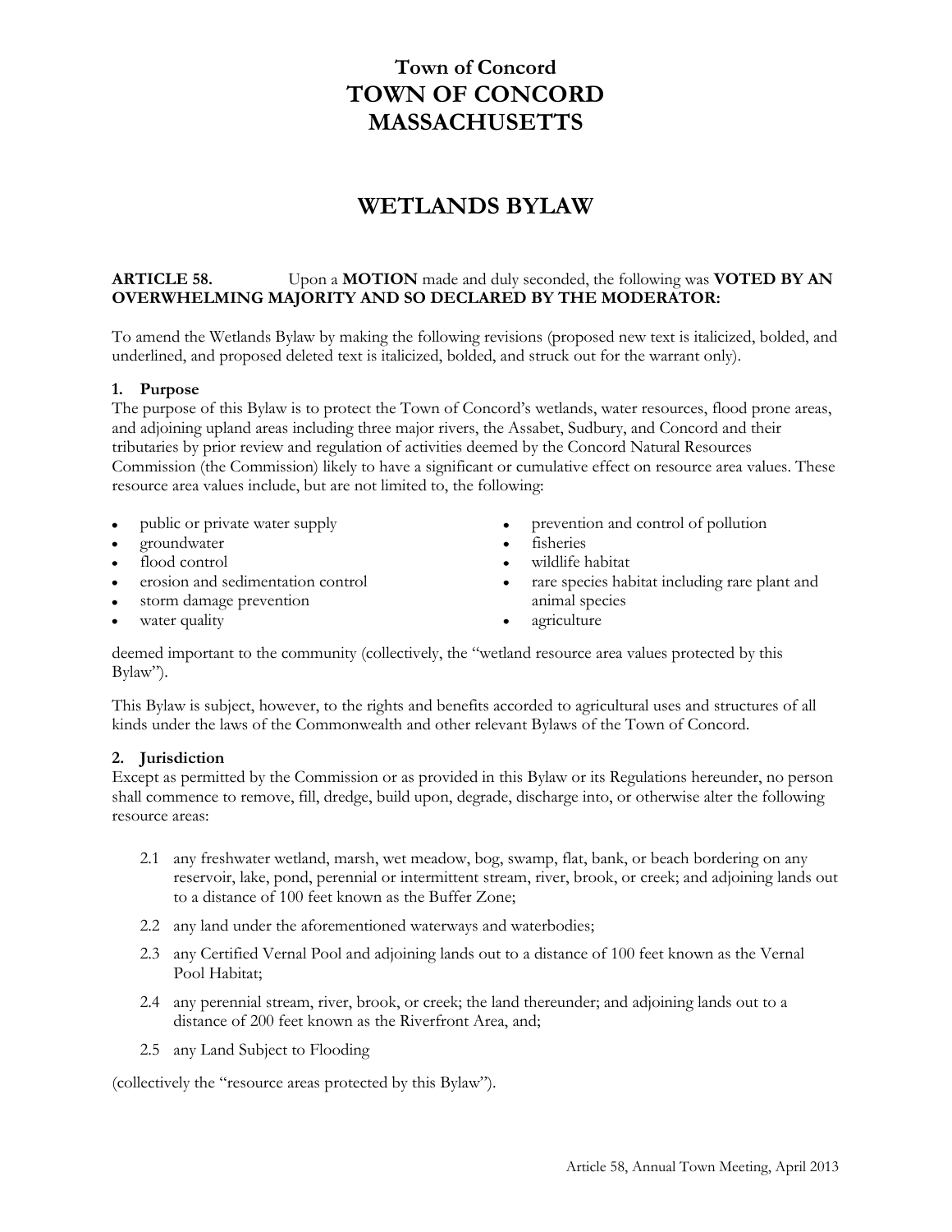# Town of Concord

# TOWN OF CONCORD MASSACHUSETTS

## WETLANDS BYLAW

**ARTICLE 58.** Upon a **MOTION** made and duly seconded, the following was **VOTED BY AN OVERWHELMING MAJORITY AND SO DECLARED BY THE MODERATOR:**

To amend the Wetlands Bylaw by making the following revisions (proposed new text is italicized, bolded, and underlined, and proposed deleted text is italicized, bolded, and struck out for the warrant only).

### 1. Purpose

The purpose of this Bylaw is to protect the Town of Concord's wetlands, water resources, flood prone areas, and adjoining upland areas including three major rivers, the Assabet, Sudbury, and Concord and their tributaries by prior review and regulation of activities deemed by the Concord Natural Resources Commission (the Commission) likely to have a significant or cumulative effect on resource area values. These resource area values include, but are not limited to, the following:

- public or private water supply
- groundwater
- flood control
- erosion and sedimentation control
- storm damage prevention
- water quality
- prevention and control of pollution
- fisheries
- wildlife habitat
- rare species habitat including rare plant and animal species
- agriculture

deemed important to the community (collectively, the "wetland resource area values protected by this Bylaw").

This Bylaw is subject, however, to the rights and benefits accorded to agricultural uses and structures of all kinds under the laws of the Commonwealth and other relevant Bylaws of the Town of Concord.

### 2. Jurisdiction

Except as permitted by the Commission or as provided in this Bylaw or its Regulations hereunder, no person shall commence to remove, fill, dredge, build upon, degrade, discharge into, or otherwise alter the following resource areas:

2.1 any freshwater wetland, marsh, wet meadow, bog, swamp, flat, bank, or beach bordering on any reservoir, lake, pond, perennial or intermittent stream, river, brook, or creek; and adjoining lands out to a distance of 100 feet known as the Buffer Zone;

2.2 any land under the aforementioned waterways and waterbodies;

2.3 any Certified Vernal Pool and adjoining lands out to a distance of 100 feet known as the Vernal Pool Habitat;

2.4 any perennial stream, river, brook, or creek; the land thereunder; and adjoining lands out to a distance of 200 feet known as the Riverfront Area, and;

2.5 any Land Subject to Flooding

(collectively the "resource areas protected by this Bylaw").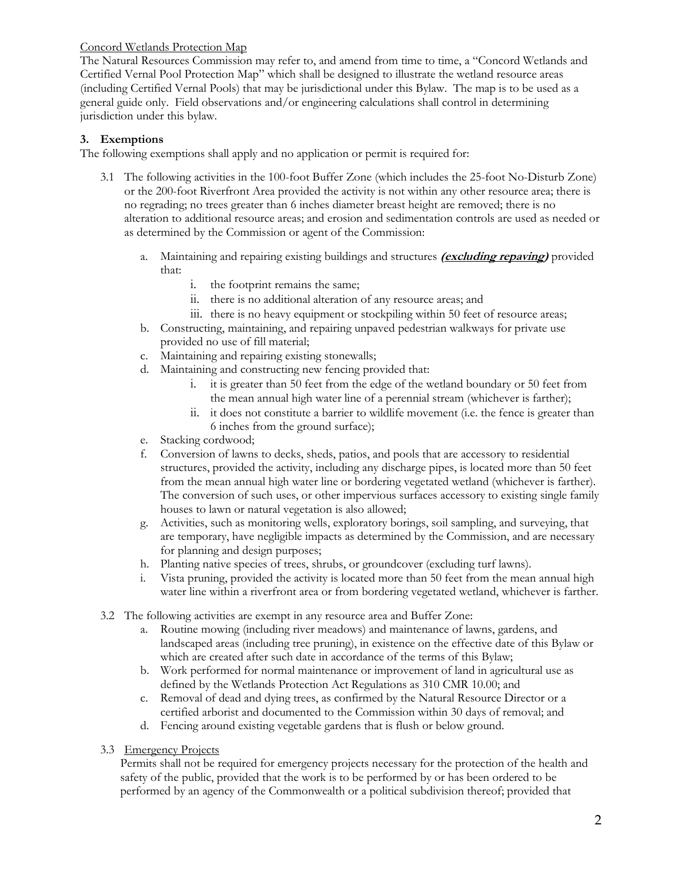Concord Wetlands Protection Map

The Natural Resources Commission may refer to, and amend from time to time, a "Concord Wetlands and Certified Vernal Pool Protection Map" which shall be designed to illustrate the wetland resource areas (including Certified Vernal Pools) that may be jurisdictional under this Bylaw. The map is to be used as a general guide only. Field observations and/or engineering calculations shall control in determining jurisdiction under this bylaw.

## 3. Exemptions

The following exemptions shall apply and no application or permit is required for:

3.1 The following activities in the 100-foot Buffer Zone (which includes the 25-foot No-Disturb Zone) or the 200-foot Riverfront Area provided the activity is not within any other resource area; there is no regrading; no trees greater than 6 inches diameter breast height are removed; there is no alteration to additional resource areas; and erosion and sedimentation controls are used as needed or as determined by the Commission or agent of the Commission:

   a. Maintaining and repairing existing buildings and structures ***(excluding repaving)*** provided that:
      i. the footprint remains the same;
      ii. there is no additional alteration of any resource areas; and
      iii. there is no heavy equipment or stockpiling within 50 feet of resource areas;
   b. Constructing, maintaining, and repairing unpaved pedestrian walkways for private use provided no use of fill material;
   c. Maintaining and repairing existing stonewalls;
   d. Maintaining and constructing new fencing provided that:
      i. it is greater than 50 feet from the edge of the wetland boundary or 50 feet from the mean annual high water line of a perennial stream (whichever is farther);
      ii. it does not constitute a barrier to wildlife movement (i.e. the fence is greater than 6 inches from the ground surface);
   e. Stacking cordwood;
   f. Conversion of lawns to decks, sheds, patios, and pools that are accessory to residential structures, provided the activity, including any discharge pipes, is located more than 50 feet from the mean annual high water line or bordering vegetated wetland (whichever is farther). The conversion of such uses, or other impervious surfaces accessory to existing single family houses to lawn or natural vegetation is also allowed;
   g. Activities, such as monitoring wells, exploratory borings, soil sampling, and surveying, that are temporary, have negligible impacts as determined by the Commission, and are necessary for planning and design purposes;
   h. Planting native species of trees, shrubs, or groundcover (excluding turf lawns).
   i. Vista pruning, provided the activity is located more than 50 feet from the mean annual high water line within a riverfront area or from bordering vegetated wetland, whichever is farther.

3.2 The following activities are exempt in any resource area and Buffer Zone:
   a. Routine mowing (including river meadows) and maintenance of lawns, gardens, and landscaped areas (including tree pruning), in existence on the effective date of this Bylaw or which are created after such date in accordance of the terms of this Bylaw;
   b. Work performed for normal maintenance or improvement of land in agricultural use as defined by the Wetlands Protection Act Regulations as 310 CMR 10.00; and
   c. Removal of dead and dying trees, as confirmed by the Natural Resource Director or a certified arborist and documented to the Commission within 30 days of removal; and
   d. Fencing around existing vegetable gardens that is flush or below ground.

3.3 Emergency Projects

Permits shall not be required for emergency projects necessary for the protection of the health and safety of the public, provided that the work is to be performed by or has been ordered to be performed by an agency of the Commonwealth or a political subdivision thereof; provided that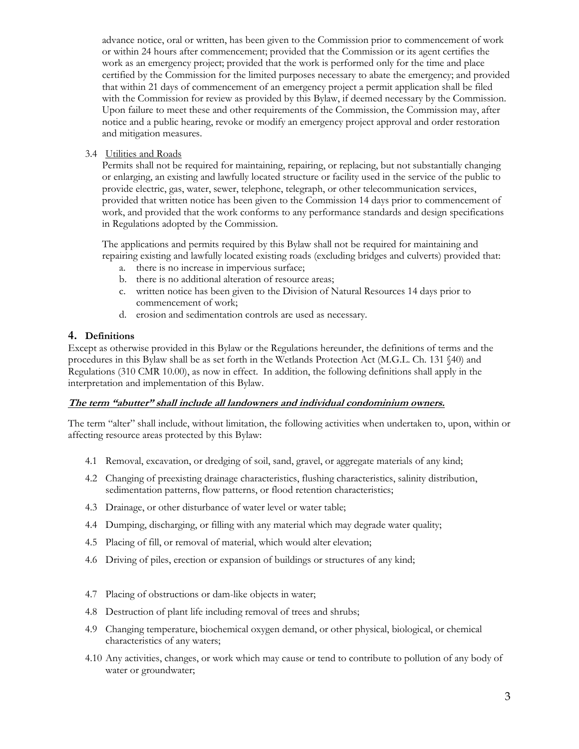advance notice, oral or written, has been given to the Commission prior to commencement of work or within 24 hours after commencement; provided that the Commission or its agent certifies the work as an emergency project; provided that the work is performed only for the time and place certified by the Commission for the limited purposes necessary to abate the emergency; and provided that within 21 days of commencement of an emergency project a permit application shall be filed with the Commission for review as provided by this Bylaw, if deemed necessary by the Commission. Upon failure to meet these and other requirements of the Commission, the Commission may, after notice and a public hearing, revoke or modify an emergency project approval and order restoration and mitigation measures.

3.4 Utilities and Roads

Permits shall not be required for maintaining, repairing, or replacing, but not substantially changing or enlarging, an existing and lawfully located structure or facility used in the service of the public to provide electric, gas, water, sewer, telephone, telegraph, or other telecommunication services, provided that written notice has been given to the Commission 14 days prior to commencement of work, and provided that the work conforms to any performance standards and design specifications in Regulations adopted by the Commission.

The applications and permits required by this Bylaw shall not be required for maintaining and repairing existing and lawfully located existing roads (excluding bridges and culverts) provided that:

a. there is no increase in impervious surface;
b. there is no additional alteration of resource areas;
c. written notice has been given to the Division of Natural Resources 14 days prior to commencement of work;
d. erosion and sedimentation controls are used as necessary.

## 4. Definitions

Except as otherwise provided in this Bylaw or the Regulations hereunder, the definitions of terms and the procedures in this Bylaw shall be as set forth in the Wetlands Protection Act (M.G.L. Ch. 131 §40) and Regulations (310 CMR 10.00), as now in effect. In addition, the following definitions shall apply in the interpretation and implementation of this Bylaw.

***The term "abutter" shall include all landowners and individual condominium owners.***

The term "alter" shall include, without limitation, the following activities when undertaken to, upon, within or affecting resource areas protected by this Bylaw:

4.1 Removal, excavation, or dredging of soil, sand, gravel, or aggregate materials of any kind;

4.2 Changing of preexisting drainage characteristics, flushing characteristics, salinity distribution, sedimentation patterns, flow patterns, or flood retention characteristics;

4.3 Drainage, or other disturbance of water level or water table;

4.4 Dumping, discharging, or filling with any material which may degrade water quality;

4.5 Placing of fill, or removal of material, which would alter elevation;

4.6 Driving of piles, erection or expansion of buildings or structures of any kind;

4.7 Placing of obstructions or dam-like objects in water;

4.8 Destruction of plant life including removal of trees and shrubs;

4.9 Changing temperature, biochemical oxygen demand, or other physical, biological, or chemical characteristics of any waters;

4.10 Any activities, changes, or work which may cause or tend to contribute to pollution of any body of water or groundwater;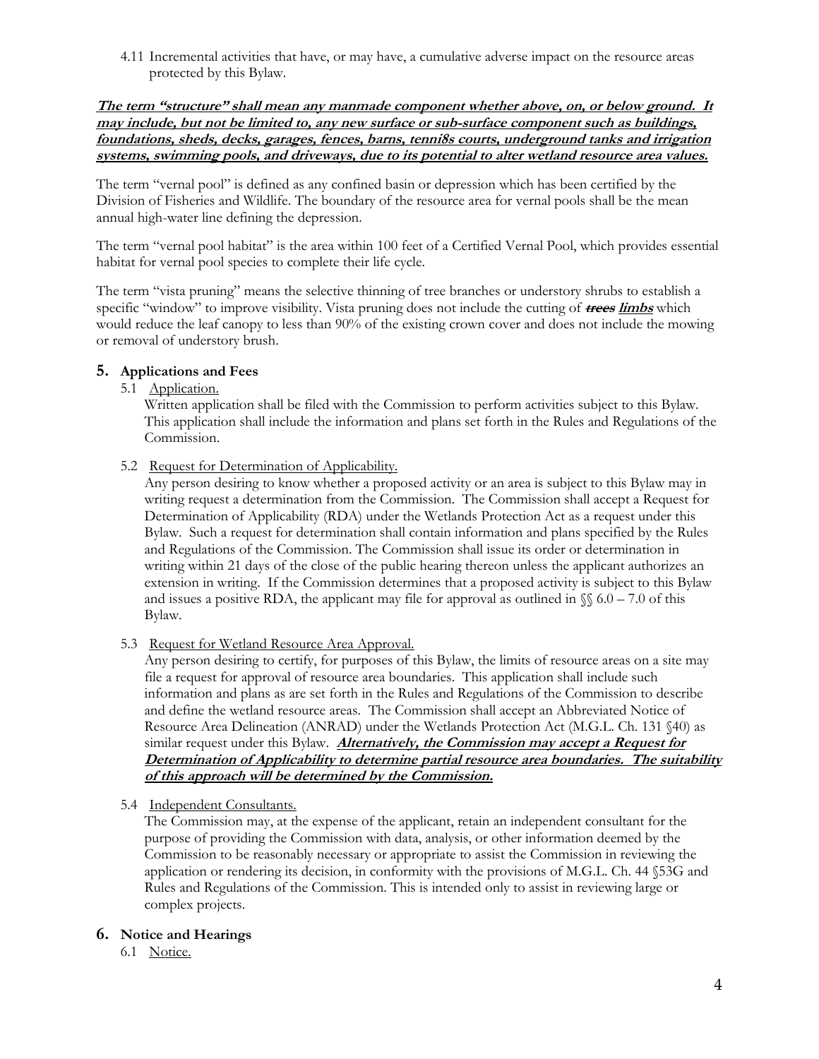4.11 Incremental activities that have, or may have, a cumulative adverse impact on the resource areas protected by this Bylaw.

***The term "structure" shall mean any manmade component whether above, on, or below ground. It may include, but not be limited to, any new surface or sub-surface component such as buildings, foundations, sheds, decks, garages, fences, barns, tenni8s courts, underground tanks and irrigation systems, swimming pools, and driveways, due to its potential to alter wetland resource area values.***

The term "vernal pool" is defined as any confined basin or depression which has been certified by the Division of Fisheries and Wildlife. The boundary of the resource area for vernal pools shall be the mean annual high-water line defining the depression.

The term "vernal pool habitat" is the area within 100 feet of a Certified Vernal Pool, which provides essential habitat for vernal pool species to complete their life cycle.

The term "vista pruning" means the selective thinning of tree branches or understory shrubs to establish a specific "window" to improve visibility. Vista pruning does not include the cutting of ~~***trees***~~ ***limbs*** which would reduce the leaf canopy to less than 90% of the existing crown cover and does not include the mowing or removal of understory brush.

## 5. Applications and Fees

5.1 Application.

Written application shall be filed with the Commission to perform activities subject to this Bylaw. This application shall include the information and plans set forth in the Rules and Regulations of the Commission.

5.2 Request for Determination of Applicability.

Any person desiring to know whether a proposed activity or an area is subject to this Bylaw may in writing request a determination from the Commission. The Commission shall accept a Request for Determination of Applicability (RDA) under the Wetlands Protection Act as a request under this Bylaw. Such a request for determination shall contain information and plans specified by the Rules and Regulations of the Commission. The Commission shall issue its order or determination in writing within 21 days of the close of the public hearing thereon unless the applicant authorizes an extension in writing. If the Commission determines that a proposed activity is subject to this Bylaw and issues a positive RDA, the applicant may file for approval as outlined in §§ 6.0 – 7.0 of this Bylaw.

5.3 Request for Wetland Resource Area Approval.

Any person desiring to certify, for purposes of this Bylaw, the limits of resource areas on a site may file a request for approval of resource area boundaries. This application shall include such information and plans as are set forth in the Rules and Regulations of the Commission to describe and define the wetland resource areas. The Commission shall accept an Abbreviated Notice of Resource Area Delineation (ANRAD) under the Wetlands Protection Act (M.G.L. Ch. 131 §40) as similar request under this Bylaw. ***Alternatively, the Commission may accept a Request for Determination of Applicability to determine partial resource area boundaries. The suitability of this approach will be determined by the Commission.***

5.4 Independent Consultants.

The Commission may, at the expense of the applicant, retain an independent consultant for the purpose of providing the Commission with data, analysis, or other information deemed by the Commission to be reasonably necessary or appropriate to assist the Commission in reviewing the application or rendering its decision, in conformity with the provisions of M.G.L. Ch. 44 §53G and Rules and Regulations of the Commission. This is intended only to assist in reviewing large or complex projects.

## 6. Notice and Hearings

6.1 Notice.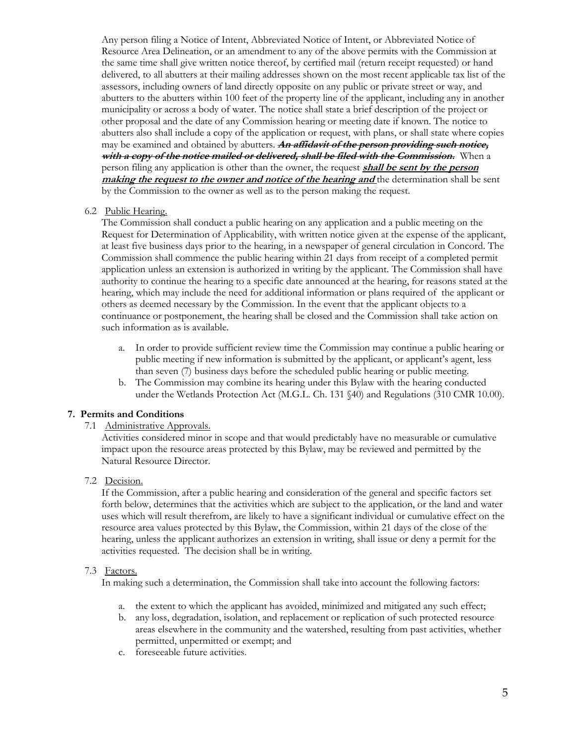Any person filing a Notice of Intent, Abbreviated Notice of Intent, or Abbreviated Notice of Resource Area Delineation, or an amendment to any of the above permits with the Commission at the same time shall give written notice thereof, by certified mail (return receipt requested) or hand delivered, to all abutters at their mailing addresses shown on the most recent applicable tax list of the assessors, including owners of land directly opposite on any public or private street or way, and abutters to the abutters within 100 feet of the property line of the applicant, including any in another municipality or across a body of water. The notice shall state a brief description of the project or other proposal and the date of any Commission hearing or meeting date if known. The notice to abutters also shall include a copy of the application or request, with plans, or shall state where copies may be examined and obtained by abutters. ~~***An affidavit of the person providing such notice, with a copy of the notice mailed or delivered, shall be filed with the Commission.***~~ When a person filing any application is other than the owner, the request ***shall be sent by the person making the request to the owner and notice of the hearing and*** the determination shall be sent by the Commission to the owner as well as to the person making the request.

6.2 Public Hearing.

The Commission shall conduct a public hearing on any application and a public meeting on the Request for Determination of Applicability, with written notice given at the expense of the applicant, at least five business days prior to the hearing, in a newspaper of general circulation in Concord. The Commission shall commence the public hearing within 21 days from receipt of a completed permit application unless an extension is authorized in writing by the applicant. The Commission shall have authority to continue the hearing to a specific date announced at the hearing, for reasons stated at the hearing, which may include the need for additional information or plans required of the applicant or others as deemed necessary by the Commission. In the event that the applicant objects to a continuance or postponement, the hearing shall be closed and the Commission shall take action on such information as is available.

a. In order to provide sufficient review time the Commission may continue a public hearing or public meeting if new information is submitted by the applicant, or applicant's agent, less than seven (7) business days before the scheduled public hearing or public meeting.
b. The Commission may combine its hearing under this Bylaw with the hearing conducted under the Wetlands Protection Act (M.G.L. Ch. 131 §40) and Regulations (310 CMR 10.00).

## 7. Permits and Conditions

7.1 Administrative Approvals.

Activities considered minor in scope and that would predictably have no measurable or cumulative impact upon the resource areas protected by this Bylaw, may be reviewed and permitted by the Natural Resource Director.

7.2 Decision.

If the Commission, after a public hearing and consideration of the general and specific factors set forth below, determines that the activities which are subject to the application, or the land and water uses which will result therefrom, are likely to have a significant individual or cumulative effect on the resource area values protected by this Bylaw, the Commission, within 21 days of the close of the hearing, unless the applicant authorizes an extension in writing, shall issue or deny a permit for the activities requested. The decision shall be in writing.

7.3 Factors.

In making such a determination, the Commission shall take into account the following factors:

a. the extent to which the applicant has avoided, minimized and mitigated any such effect;
b. any loss, degradation, isolation, and replacement or replication of such protected resource areas elsewhere in the community and the watershed, resulting from past activities, whether permitted, unpermitted or exempt; and
c. foreseeable future activities.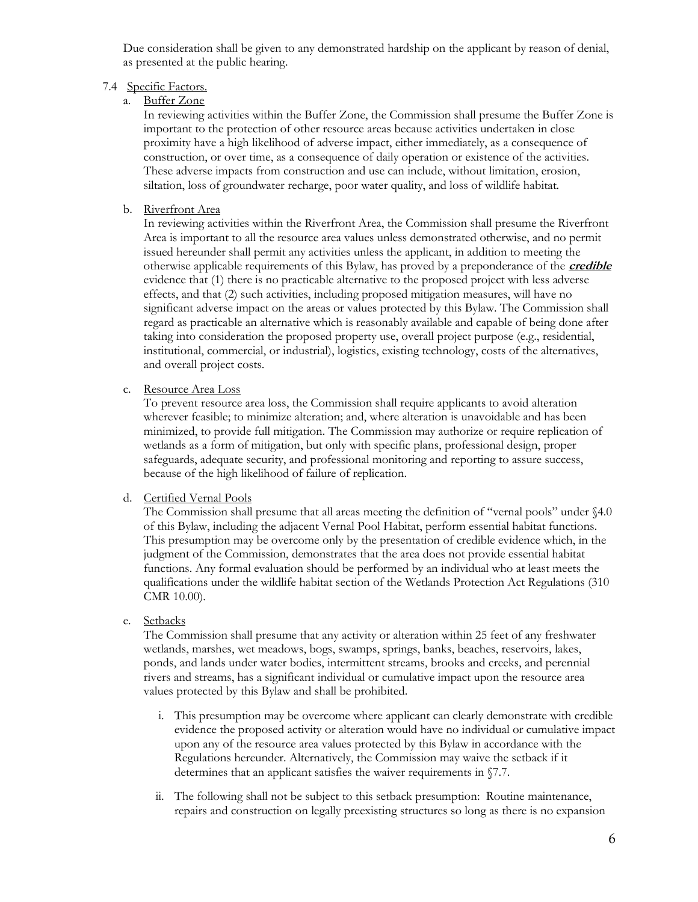Due consideration shall be given to any demonstrated hardship on the applicant by reason of denial, as presented at the public hearing.

7.4 Specific Factors.

a. Buffer Zone

In reviewing activities within the Buffer Zone, the Commission shall presume the Buffer Zone is important to the protection of other resource areas because activities undertaken in close proximity have a high likelihood of adverse impact, either immediately, as a consequence of construction, or over time, as a consequence of daily operation or existence of the activities. These adverse impacts from construction and use can include, without limitation, erosion, siltation, loss of groundwater recharge, poor water quality, and loss of wildlife habitat.

b. Riverfront Area

In reviewing activities within the Riverfront Area, the Commission shall presume the Riverfront Area is important to all the resource area values unless demonstrated otherwise, and no permit issued hereunder shall permit any activities unless the applicant, in addition to meeting the otherwise applicable requirements of this Bylaw, has proved by a preponderance of the ***credible*** evidence that (1) there is no practicable alternative to the proposed project with less adverse effects, and that (2) such activities, including proposed mitigation measures, will have no significant adverse impact on the areas or values protected by this Bylaw. The Commission shall regard as practicable an alternative which is reasonably available and capable of being done after taking into consideration the proposed property use, overall project purpose (e.g., residential, institutional, commercial, or industrial), logistics, existing technology, costs of the alternatives, and overall project costs.

c. Resource Area Loss

To prevent resource area loss, the Commission shall require applicants to avoid alteration wherever feasible; to minimize alteration; and, where alteration is unavoidable and has been minimized, to provide full mitigation. The Commission may authorize or require replication of wetlands as a form of mitigation, but only with specific plans, professional design, proper safeguards, adequate security, and professional monitoring and reporting to assure success, because of the high likelihood of failure of replication.

d. Certified Vernal Pools

The Commission shall presume that all areas meeting the definition of "vernal pools" under §4.0 of this Bylaw, including the adjacent Vernal Pool Habitat, perform essential habitat functions. This presumption may be overcome only by the presentation of credible evidence which, in the judgment of the Commission, demonstrates that the area does not provide essential habitat functions. Any formal evaluation should be performed by an individual who at least meets the qualifications under the wildlife habitat section of the Wetlands Protection Act Regulations (310 CMR 10.00).

e. Setbacks

The Commission shall presume that any activity or alteration within 25 feet of any freshwater wetlands, marshes, wet meadows, bogs, swamps, springs, banks, beaches, reservoirs, lakes, ponds, and lands under water bodies, intermittent streams, brooks and creeks, and perennial rivers and streams, has a significant individual or cumulative impact upon the resource area values protected by this Bylaw and shall be prohibited.

i. This presumption may be overcome where applicant can clearly demonstrate with credible evidence the proposed activity or alteration would have no individual or cumulative impact upon any of the resource area values protected by this Bylaw in accordance with the Regulations hereunder. Alternatively, the Commission may waive the setback if it determines that an applicant satisfies the waiver requirements in §7.7.

ii. The following shall not be subject to this setback presumption: Routine maintenance, repairs and construction on legally preexisting structures so long as there is no expansion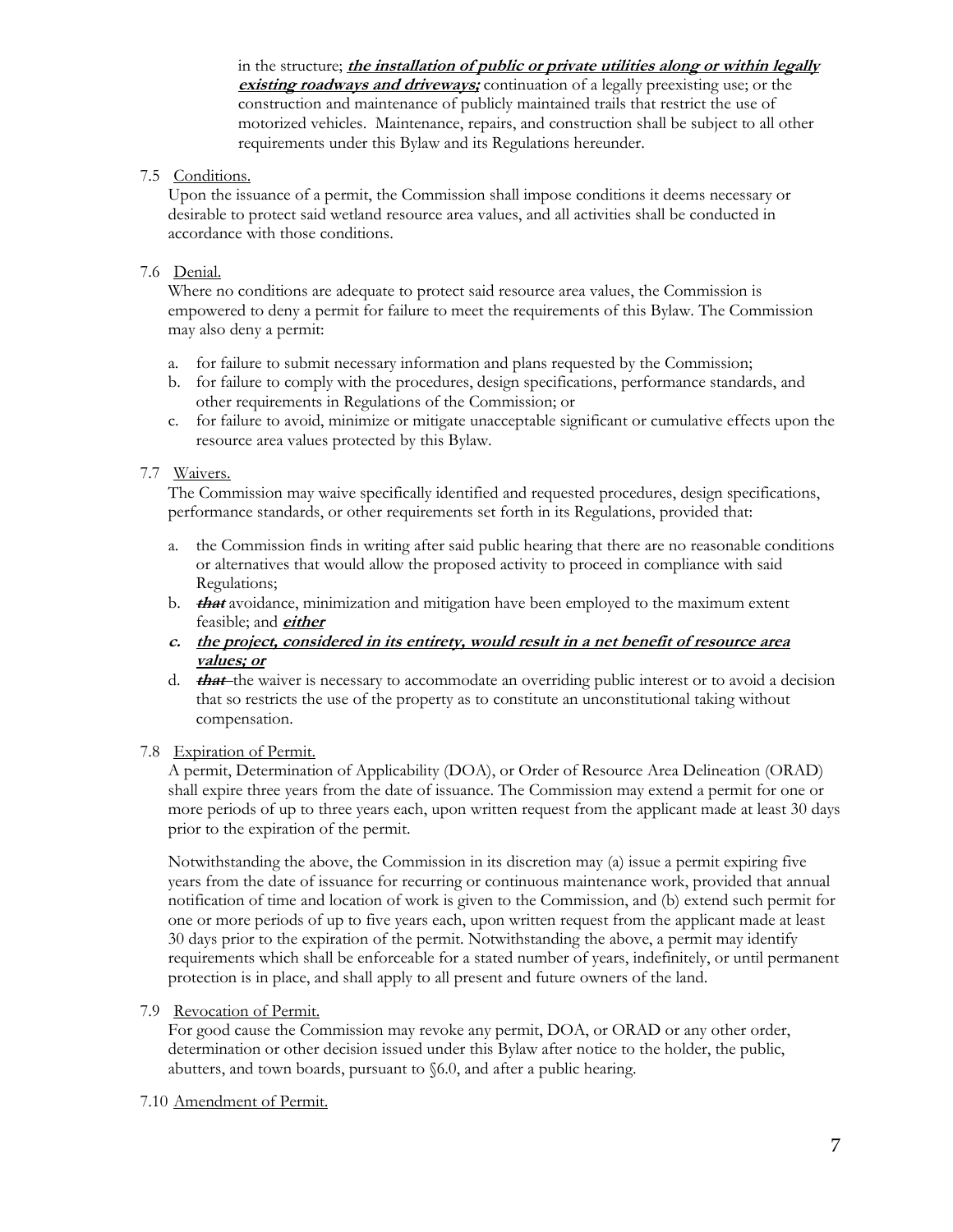in the structure; ***the installation of public or private utilities along or within legally existing roadways and driveways;*** continuation of a legally preexisting use; or the construction and maintenance of publicly maintained trails that restrict the use of motorized vehicles. Maintenance, repairs, and construction shall be subject to all other requirements under this Bylaw and its Regulations hereunder.

7.5 Conditions.

Upon the issuance of a permit, the Commission shall impose conditions it deems necessary or desirable to protect said wetland resource area values, and all activities shall be conducted in accordance with those conditions.

7.6 Denial.

Where no conditions are adequate to protect said resource area values, the Commission is empowered to deny a permit for failure to meet the requirements of this Bylaw. The Commission may also deny a permit:

a. for failure to submit necessary information and plans requested by the Commission;
b. for failure to comply with the procedures, design specifications, performance standards, and other requirements in Regulations of the Commission; or
c. for failure to avoid, minimize or mitigate unacceptable significant or cumulative effects upon the resource area values protected by this Bylaw.

7.7 Waivers.

The Commission may waive specifically identified and requested procedures, design specifications, performance standards, or other requirements set forth in its Regulations, provided that:

a. the Commission finds in writing after said public hearing that there are no reasonable conditions or alternatives that would allow the proposed activity to proceed in compliance with said Regulations;
b. ~~***that***~~ avoidance, minimization and mitigation have been employed to the maximum extent feasible; and ***either***
c. ***the project, considered in its entirety, would result in a net benefit of resource area values; or***
d. ~~***that***~~ the waiver is necessary to accommodate an overriding public interest or to avoid a decision that so restricts the use of the property as to constitute an unconstitutional taking without compensation.

7.8 Expiration of Permit.

A permit, Determination of Applicability (DOA), or Order of Resource Area Delineation (ORAD) shall expire three years from the date of issuance. The Commission may extend a permit for one or more periods of up to three years each, upon written request from the applicant made at least 30 days prior to the expiration of the permit.

Notwithstanding the above, the Commission in its discretion may (a) issue a permit expiring five years from the date of issuance for recurring or continuous maintenance work, provided that annual notification of time and location of work is given to the Commission, and (b) extend such permit for one or more periods of up to five years each, upon written request from the applicant made at least 30 days prior to the expiration of the permit. Notwithstanding the above, a permit may identify requirements which shall be enforceable for a stated number of years, indefinitely, or until permanent protection is in place, and shall apply to all present and future owners of the land.

7.9 Revocation of Permit.

For good cause the Commission may revoke any permit, DOA, or ORAD or any other order, determination or other decision issued under this Bylaw after notice to the holder, the public, abutters, and town boards, pursuant to §6.0, and after a public hearing.

7.10 Amendment of Permit.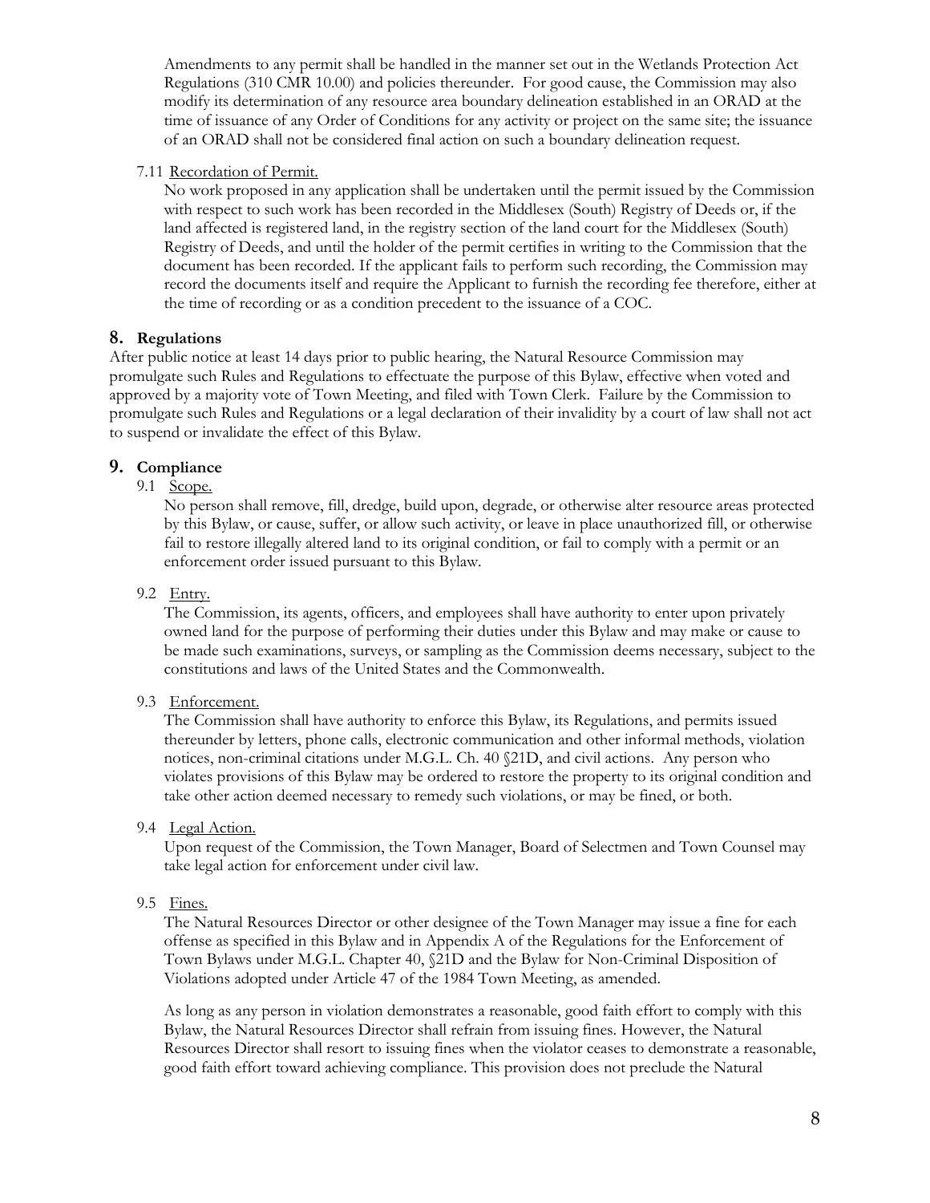Amendments to any permit shall be handled in the manner set out in the Wetlands Protection Act Regulations (310 CMR 10.00) and policies thereunder. For good cause, the Commission may also modify its determination of any resource area boundary delineation established in an ORAD at the time of issuance of any Order of Conditions for any activity or project on the same site; the issuance of an ORAD shall not be considered final action on such a boundary delineation request.

7.11 Recordation of Permit.

No work proposed in any application shall be undertaken until the permit issued by the Commission with respect to such work has been recorded in the Middlesex (South) Registry of Deeds or, if the land affected is registered land, in the registry section of the land court for the Middlesex (South) Registry of Deeds, and until the holder of the permit certifies in writing to the Commission that the document has been recorded. If the applicant fails to perform such recording, the Commission may record the documents itself and require the Applicant to furnish the recording fee therefore, either at the time of recording or as a condition precedent to the issuance of a COC.

## 8. Regulations

After public notice at least 14 days prior to public hearing, the Natural Resource Commission may promulgate such Rules and Regulations to effectuate the purpose of this Bylaw, effective when voted and approved by a majority vote of Town Meeting, and filed with Town Clerk. Failure by the Commission to promulgate such Rules and Regulations or a legal declaration of their invalidity by a court of law shall not act to suspend or invalidate the effect of this Bylaw.

## 9. Compliance

9.1 Scope.

No person shall remove, fill, dredge, build upon, degrade, or otherwise alter resource areas protected by this Bylaw, or cause, suffer, or allow such activity, or leave in place unauthorized fill, or otherwise fail to restore illegally altered land to its original condition, or fail to comply with a permit or an enforcement order issued pursuant to this Bylaw.

9.2 Entry.

The Commission, its agents, officers, and employees shall have authority to enter upon privately owned land for the purpose of performing their duties under this Bylaw and may make or cause to be made such examinations, surveys, or sampling as the Commission deems necessary, subject to the constitutions and laws of the United States and the Commonwealth.

9.3 Enforcement.

The Commission shall have authority to enforce this Bylaw, its Regulations, and permits issued thereunder by letters, phone calls, electronic communication and other informal methods, violation notices, non-criminal citations under M.G.L. Ch. 40 §21D, and civil actions. Any person who violates provisions of this Bylaw may be ordered to restore the property to its original condition and take other action deemed necessary to remedy such violations, or may be fined, or both.

9.4 Legal Action.

Upon request of the Commission, the Town Manager, Board of Selectmen and Town Counsel may take legal action for enforcement under civil law.

9.5 Fines.

The Natural Resources Director or other designee of the Town Manager may issue a fine for each offense as specified in this Bylaw and in Appendix A of the Regulations for the Enforcement of Town Bylaws under M.G.L. Chapter 40, §21D and the Bylaw for Non-Criminal Disposition of Violations adopted under Article 47 of the 1984 Town Meeting, as amended.

As long as any person in violation demonstrates a reasonable, good faith effort to comply with this Bylaw, the Natural Resources Director shall refrain from issuing fines. However, the Natural Resources Director shall resort to issuing fines when the violator ceases to demonstrate a reasonable, good faith effort toward achieving compliance. This provision does not preclude the Natural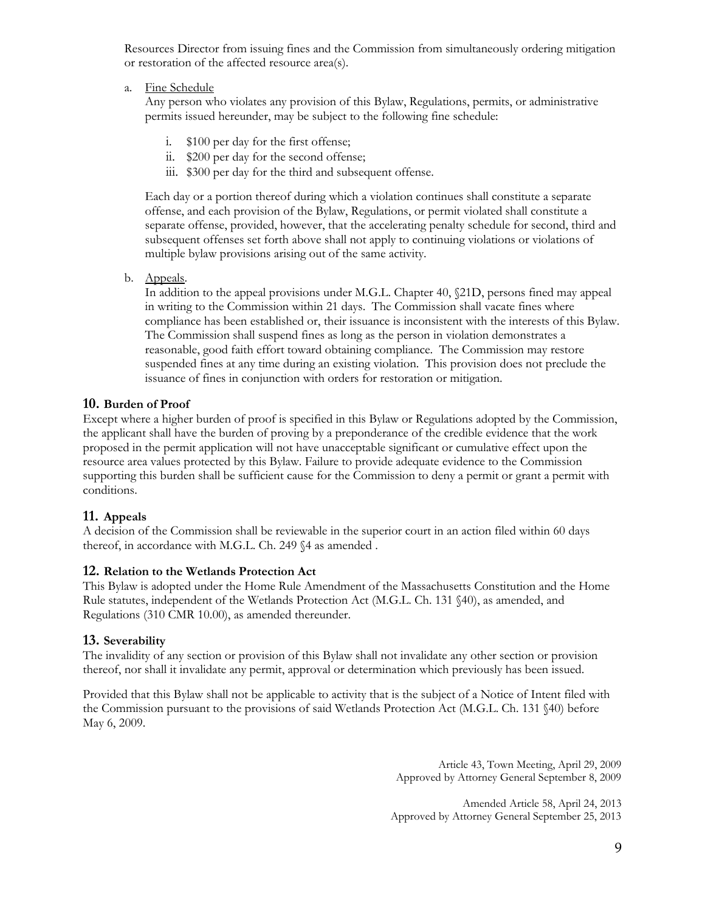Resources Director from issuing fines and the Commission from simultaneously ordering mitigation or restoration of the affected resource area(s).

a. Fine Schedule

Any person who violates any provision of this Bylaw, Regulations, permits, or administrative permits issued hereunder, may be subject to the following fine schedule:

i. $100 per day for the first offense;
ii. $200 per day for the second offense;
iii. $300 per day for the third and subsequent offense.

Each day or a portion thereof during which a violation continues shall constitute a separate offense, and each provision of the Bylaw, Regulations, or permit violated shall constitute a separate offense, provided, however, that the accelerating penalty schedule for second, third and subsequent offenses set forth above shall not apply to continuing violations or violations of multiple bylaw provisions arising out of the same activity.

b. Appeals.

In addition to the appeal provisions under M.G.L. Chapter 40, §21D, persons fined may appeal in writing to the Commission within 21 days. The Commission shall vacate fines where compliance has been established or, their issuance is inconsistent with the interests of this Bylaw. The Commission shall suspend fines as long as the person in violation demonstrates a reasonable, good faith effort toward obtaining compliance. The Commission may restore suspended fines at any time during an existing violation. This provision does not preclude the issuance of fines in conjunction with orders for restoration or mitigation.

## 10. Burden of Proof

Except where a higher burden of proof is specified in this Bylaw or Regulations adopted by the Commission, the applicant shall have the burden of proving by a preponderance of the credible evidence that the work proposed in the permit application will not have unacceptable significant or cumulative effect upon the resource area values protected by this Bylaw. Failure to provide adequate evidence to the Commission supporting this burden shall be sufficient cause for the Commission to deny a permit or grant a permit with conditions.

## 11. Appeals

A decision of the Commission shall be reviewable in the superior court in an action filed within 60 days thereof, in accordance with M.G.L. Ch. 249 §4 as amended .

## 12. Relation to the Wetlands Protection Act

This Bylaw is adopted under the Home Rule Amendment of the Massachusetts Constitution and the Home Rule statutes, independent of the Wetlands Protection Act (M.G.L. Ch. 131 §40), as amended, and Regulations (310 CMR 10.00), as amended thereunder.

## 13. Severability

The invalidity of any section or provision of this Bylaw shall not invalidate any other section or provision thereof, nor shall it invalidate any permit, approval or determination which previously has been issued.

Provided that this Bylaw shall not be applicable to activity that is the subject of a Notice of Intent filed with the Commission pursuant to the provisions of said Wetlands Protection Act (M.G.L. Ch. 131 §40) before May 6, 2009.

Article 43, Town Meeting, April 29, 2009
Approved by Attorney General September 8, 2009

Amended Article 58, April 24, 2013
Approved by Attorney General September 25, 2013